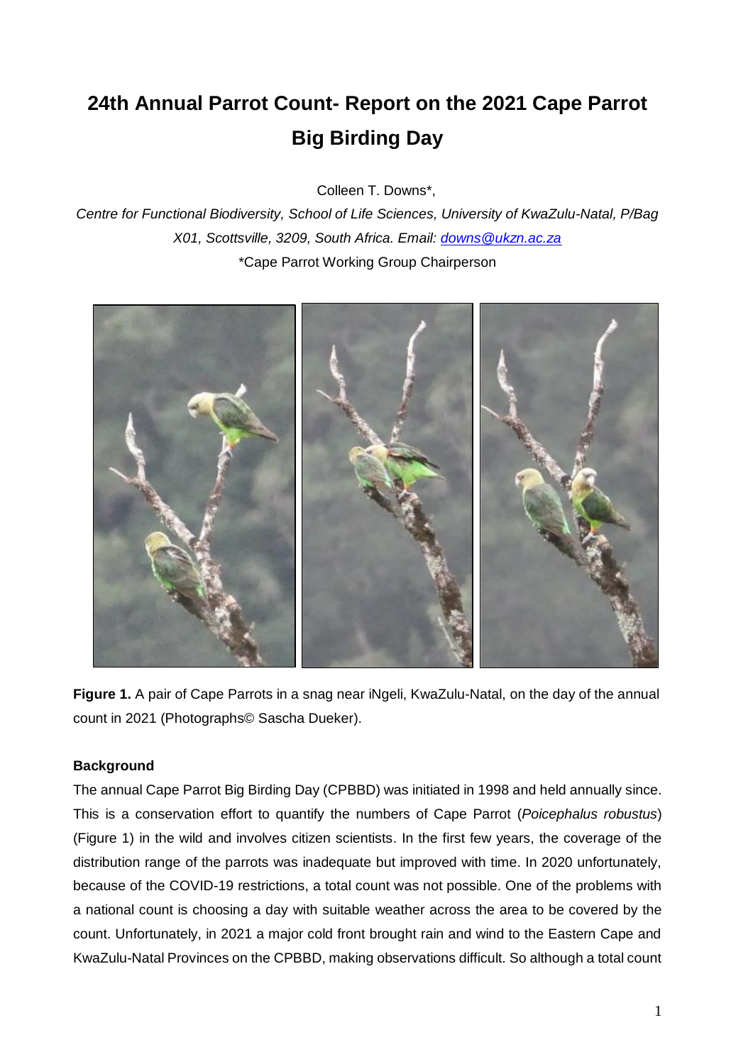# 24th Annual Parrot Count- Report on the 2021 Cape Parrot Big Birding Day

Colleen T. Downs*,

*Centre for Functional Biodiversity, School of Life Sciences, University of KwaZulu-Natal, P/Bag X01, Scottsville, 3209, South Africa. Email: [downs@ukzn.ac.za](mailto:downs@ukzn.ac.za)*

*Cape Parrot Working Group Chairperson

**Figure 1.** A pair of Cape Parrots in a snag near iNgeli, KwaZulu-Natal, on the day of the annual count in 2021 (Photographs© Sascha Dueker).

**Background**

The annual Cape Parrot Big Birding Day (CPBBD) was initiated in 1998 and held annually since. This is a conservation effort to quantify the numbers of Cape Parrot (*Poicephalus robustus*) (Figure 1) in the wild and involves citizen scientists. In the first few years, the coverage of the distribution range of the parrots was inadequate but improved with time. In 2020 unfortunately, because of the COVID-19 restrictions, a total count was not possible. One of the problems with a national count is choosing a day with suitable weather across the area to be covered by the count. Unfortunately, in 2021 a major cold front brought rain and wind to the Eastern Cape and KwaZulu-Natal Provinces on the CPBBD, making observations difficult. So although a total count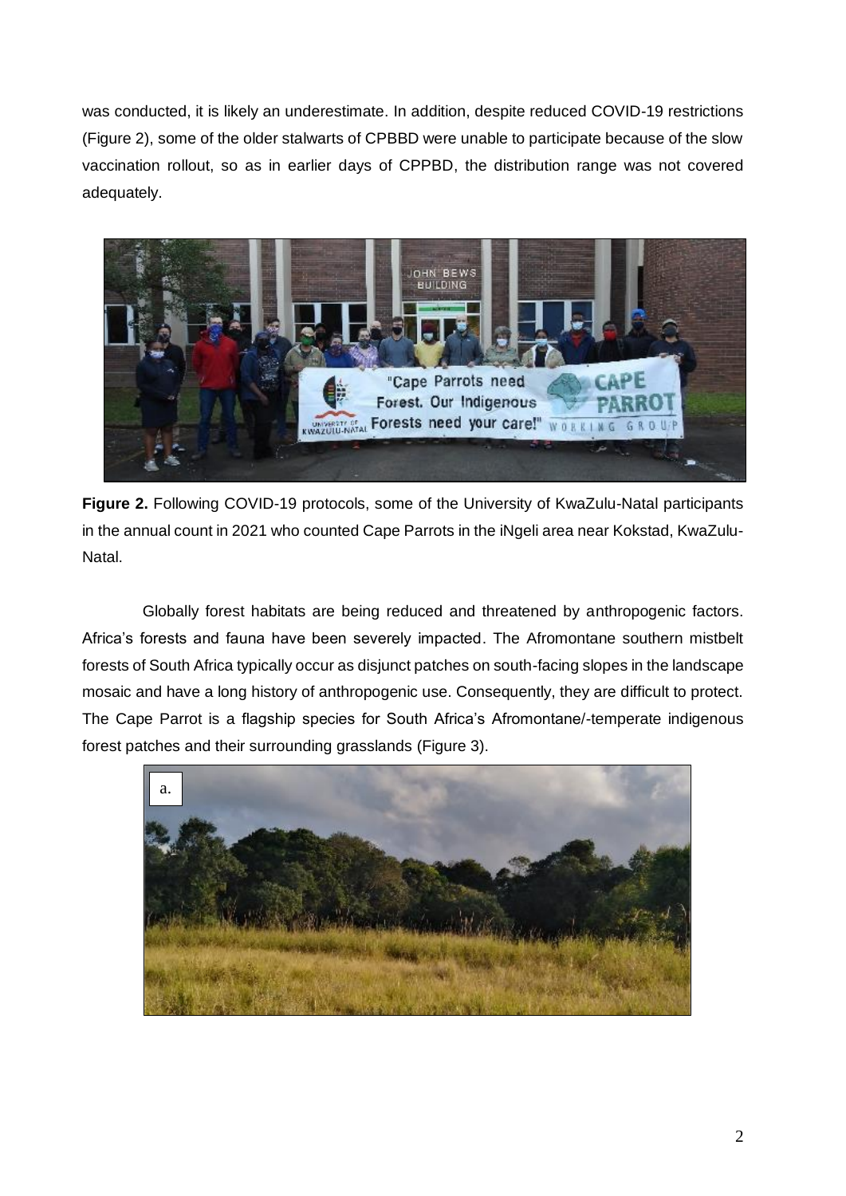was conducted, it is likely an underestimate. In addition, despite reduced COVID-19 restrictions (Figure 2), some of the older stalwarts of CPBBD were unable to participate because of the slow vaccination rollout, so as in earlier days of CPPBD, the distribution range was not covered adequately.

**Figure 2.** Following COVID-19 protocols, some of the University of KwaZulu-Natal participants in the annual count in 2021 who counted Cape Parrots in the iNgeli area near Kokstad, KwaZulu-Natal.

Globally forest habitats are being reduced and threatened by anthropogenic factors. Africa's forests and fauna have been severely impacted. The Afromontane southern mistbelt forests of South Africa typically occur as disjunct patches on south-facing slopes in the landscape mosaic and have a long history of anthropogenic use. Consequently, they are difficult to protect. The Cape Parrot is a flagship species for South Africa's Afromontane/-temperate indigenous forest patches and their surrounding grasslands (Figure 3).

a.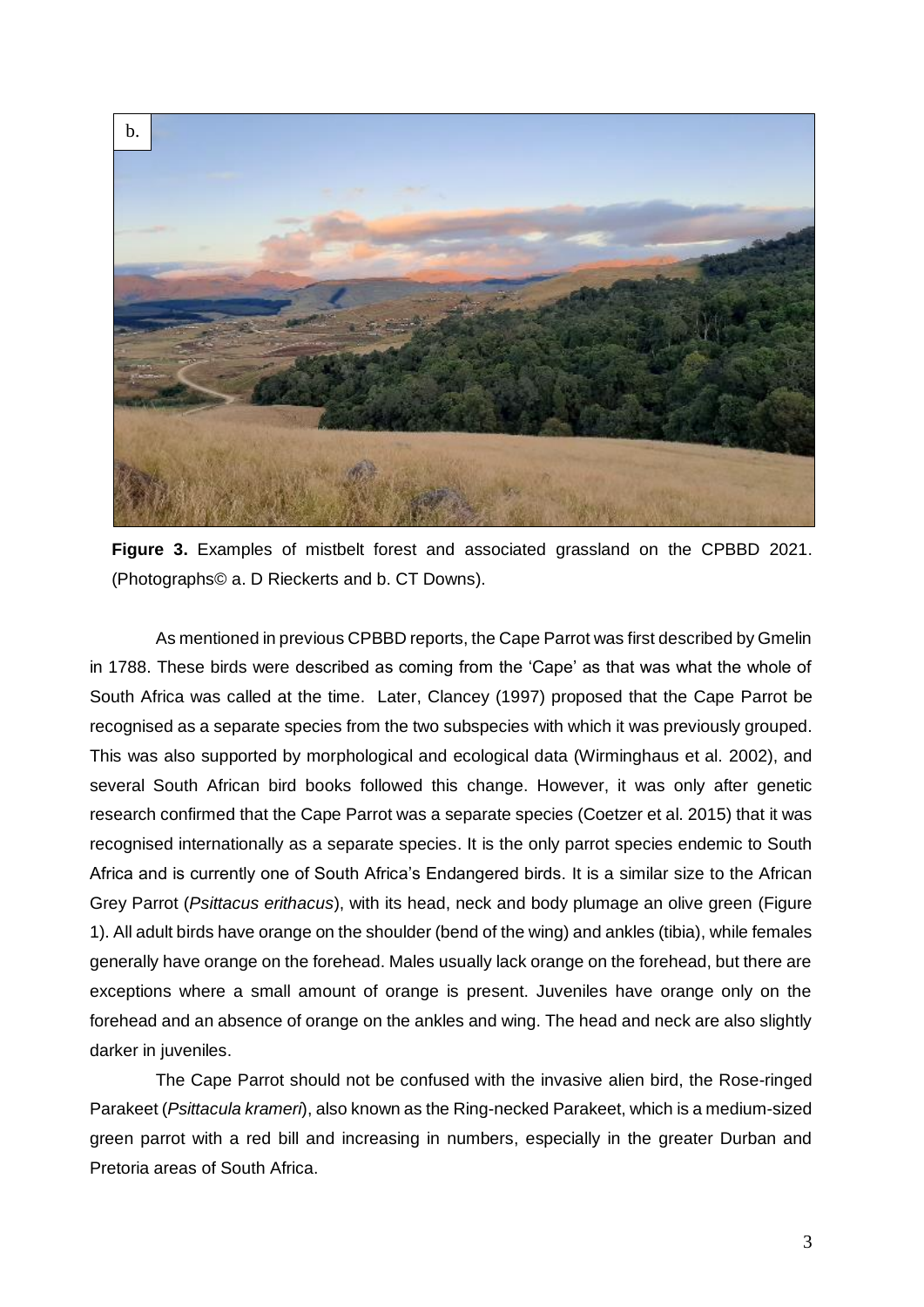**Figure 3.** Examples of mistbelt forest and associated grassland on the CPBBD 2021. (Photographs© a. D Rieckerts and b. CT Downs).

As mentioned in previous CPBBD reports, the Cape Parrot was first described by Gmelin in 1788. These birds were described as coming from the 'Cape' as that was what the whole of South Africa was called at the time. Later, Clancey (1997) proposed that the Cape Parrot be recognised as a separate species from the two subspecies with which it was previously grouped. This was also supported by morphological and ecological data (Wirminghaus et al. 2002), and several South African bird books followed this change. However, it was only after genetic research confirmed that the Cape Parrot was a separate species (Coetzer et al. 2015) that it was recognised internationally as a separate species. It is the only parrot species endemic to South Africa and is currently one of South Africa's Endangered birds. It is a similar size to the African Grey Parrot (*Psittacus erithacus*), with its head, neck and body plumage an olive green (Figure 1). All adult birds have orange on the shoulder (bend of the wing) and ankles (tibia), while females generally have orange on the forehead. Males usually lack orange on the forehead, but there are exceptions where a small amount of orange is present. Juveniles have orange only on the forehead and an absence of orange on the ankles and wing. The head and neck are also slightly darker in juveniles.

The Cape Parrot should not be confused with the invasive alien bird, the Rose-ringed Parakeet (*Psittacula krameri*), also known as the Ring-necked Parakeet, which is a medium-sized green parrot with a red bill and increasing in numbers, especially in the greater Durban and Pretoria areas of South Africa.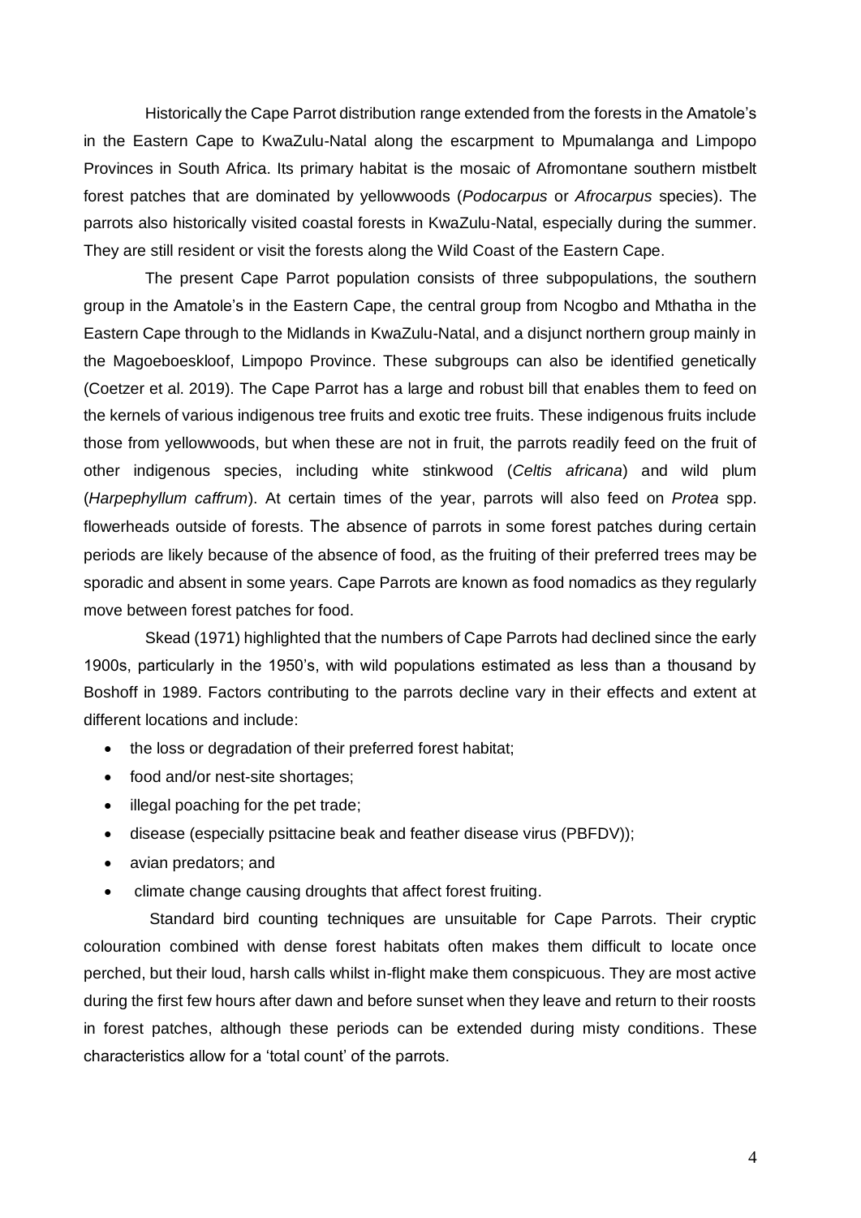Historically the Cape Parrot distribution range extended from the forests in the Amatole's in the Eastern Cape to KwaZulu-Natal along the escarpment to Mpumalanga and Limpopo Provinces in South Africa. Its primary habitat is the mosaic of Afromontane southern mistbelt forest patches that are dominated by yellowwoods (*Podocarpus* or *Afrocarpus* species). The parrots also historically visited coastal forests in KwaZulu-Natal, especially during the summer. They are still resident or visit the forests along the Wild Coast of the Eastern Cape.

The present Cape Parrot population consists of three subpopulations, the southern group in the Amatole's in the Eastern Cape, the central group from Ncogbo and Mthatha in the Eastern Cape through to the Midlands in KwaZulu-Natal, and a disjunct northern group mainly in the Magoeboeskloof, Limpopo Province. These subgroups can also be identified genetically (Coetzer et al. 2019). The Cape Parrot has a large and robust bill that enables them to feed on the kernels of various indigenous tree fruits and exotic tree fruits. These indigenous fruits include those from yellowwoods, but when these are not in fruit, the parrots readily feed on the fruit of other indigenous species, including white stinkwood (*Celtis africana*) and wild plum (*Harpephyllum caffrum*). At certain times of the year, parrots will also feed on *Protea* spp. flowerheads outside of forests. The absence of parrots in some forest patches during certain periods are likely because of the absence of food, as the fruiting of their preferred trees may be sporadic and absent in some years. Cape Parrots are known as food nomadics as they regularly move between forest patches for food.

Skead (1971) highlighted that the numbers of Cape Parrots had declined since the early 1900s, particularly in the 1950's, with wild populations estimated as less than a thousand by Boshoff in 1989. Factors contributing to the parrots decline vary in their effects and extent at different locations and include:

- the loss or degradation of their preferred forest habitat;
- food and/or nest-site shortages;
- illegal poaching for the pet trade;
- disease (especially psittacine beak and feather disease virus (PBFDV));
- avian predators; and
- climate change causing droughts that affect forest fruiting.

Standard bird counting techniques are unsuitable for Cape Parrots. Their cryptic colouration combined with dense forest habitats often makes them difficult to locate once perched, but their loud, harsh calls whilst in-flight make them conspicuous. They are most active during the first few hours after dawn and before sunset when they leave and return to their roosts in forest patches, although these periods can be extended during misty conditions. These characteristics allow for a 'total count' of the parrots.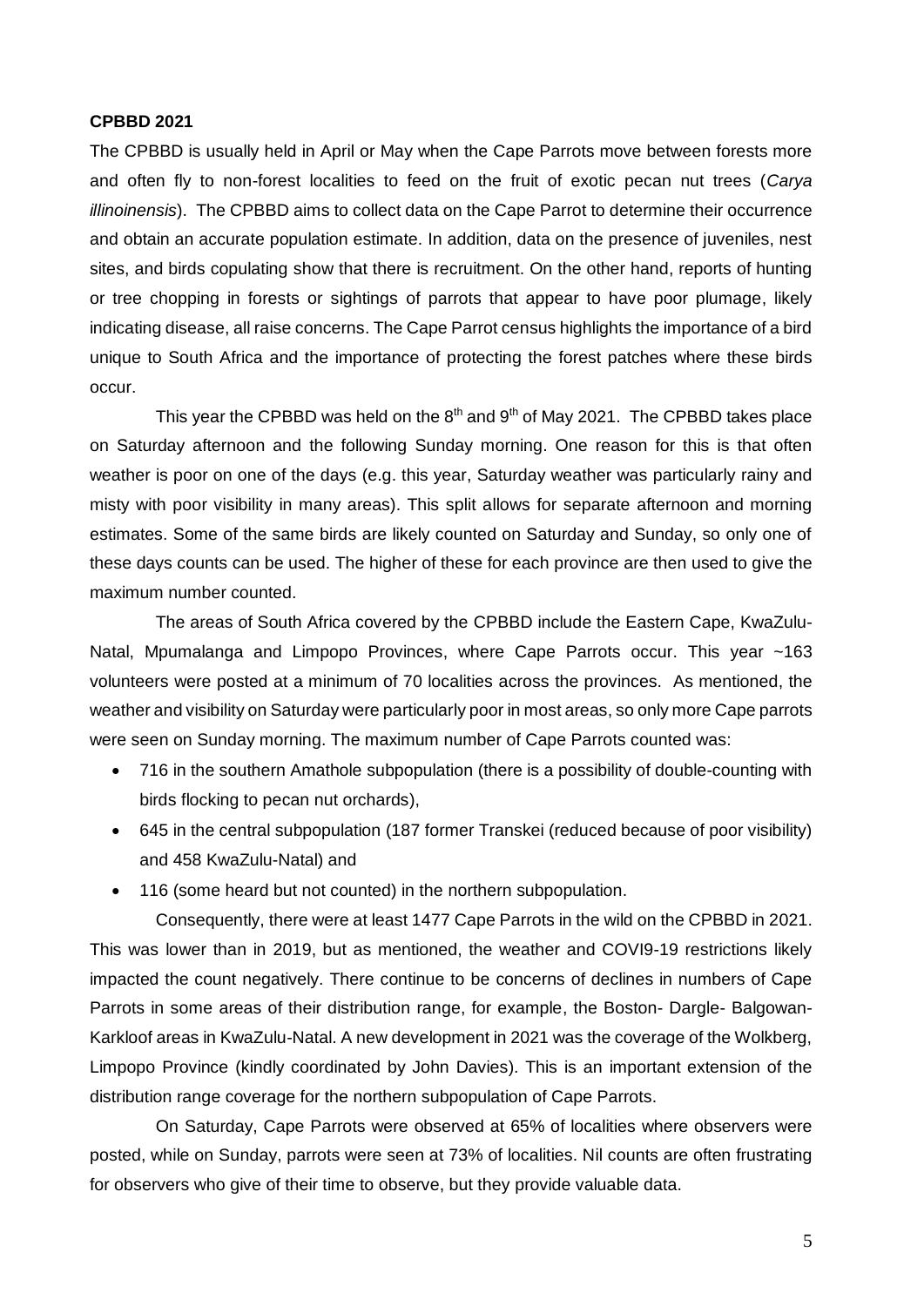**CPBBD 2021**

The CPBBD is usually held in April or May when the Cape Parrots move between forests more and often fly to non-forest localities to feed on the fruit of exotic pecan nut trees (*Carya illinoinensis*). The CPBBD aims to collect data on the Cape Parrot to determine their occurrence and obtain an accurate population estimate. In addition, data on the presence of juveniles, nest sites, and birds copulating show that there is recruitment. On the other hand, reports of hunting or tree chopping in forests or sightings of parrots that appear to have poor plumage, likely indicating disease, all raise concerns. The Cape Parrot census highlights the importance of a bird unique to South Africa and the importance of protecting the forest patches where these birds occur.

This year the CPBBD was held on the 8th and 9th of May 2021. The CPBBD takes place on Saturday afternoon and the following Sunday morning. One reason for this is that often weather is poor on one of the days (e.g. this year, Saturday weather was particularly rainy and misty with poor visibility in many areas). This split allows for separate afternoon and morning estimates. Some of the same birds are likely counted on Saturday and Sunday, so only one of these days counts can be used. The higher of these for each province are then used to give the maximum number counted.

The areas of South Africa covered by the CPBBD include the Eastern Cape, KwaZulu-Natal, Mpumalanga and Limpopo Provinces, where Cape Parrots occur. This year ~163 volunteers were posted at a minimum of 70 localities across the provinces. As mentioned, the weather and visibility on Saturday were particularly poor in most areas, so only more Cape parrots were seen on Sunday morning. The maximum number of Cape Parrots counted was:

- 716 in the southern Amathole subpopulation (there is a possibility of double-counting with birds flocking to pecan nut orchards),
- 645 in the central subpopulation (187 former Transkei (reduced because of poor visibility) and 458 KwaZulu-Natal) and
- 116 (some heard but not counted) in the northern subpopulation.

Consequently, there were at least 1477 Cape Parrots in the wild on the CPBBD in 2021. This was lower than in 2019, but as mentioned, the weather and COVI9-19 restrictions likely impacted the count negatively. There continue to be concerns of declines in numbers of Cape Parrots in some areas of their distribution range, for example, the Boston- Dargle- Balgowan-Karkloof areas in KwaZulu-Natal. A new development in 2021 was the coverage of the Wolkberg, Limpopo Province (kindly coordinated by John Davies). This is an important extension of the distribution range coverage for the northern subpopulation of Cape Parrots.

On Saturday, Cape Parrots were observed at 65% of localities where observers were posted, while on Sunday, parrots were seen at 73% of localities. Nil counts are often frustrating for observers who give of their time to observe, but they provide valuable data.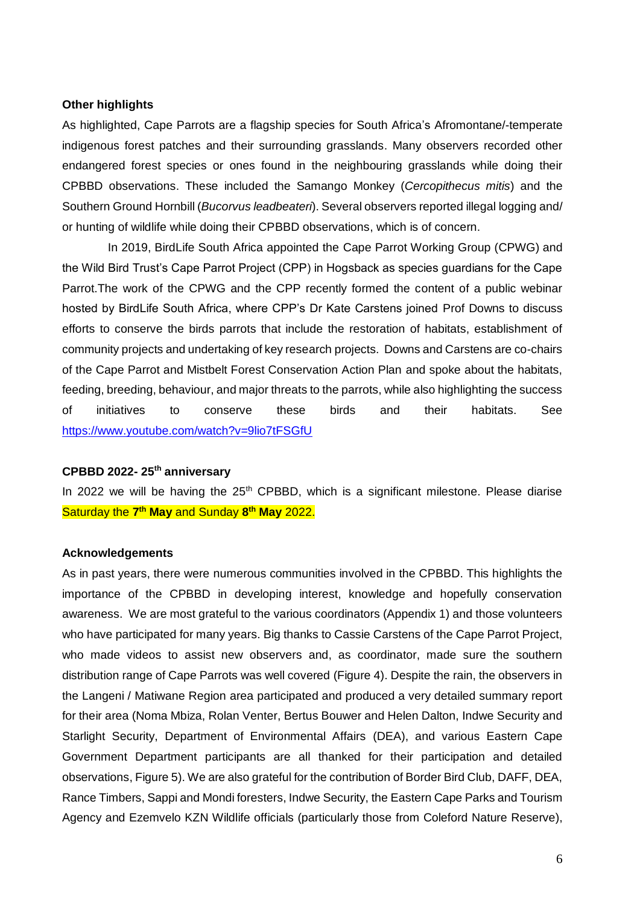**Other highlights**

As highlighted, Cape Parrots are a flagship species for South Africa's Afromontane/-temperate indigenous forest patches and their surrounding grasslands. Many observers recorded other endangered forest species or ones found in the neighbouring grasslands while doing their CPBBD observations. These included the Samango Monkey (*Cercopithecus mitis*) and the Southern Ground Hornbill (*Bucorvus leadbeateri*). Several observers reported illegal logging and/ or hunting of wildlife while doing their CPBBD observations, which is of concern.

In 2019, BirdLife South Africa appointed the Cape Parrot Working Group (CPWG) and the Wild Bird Trust's Cape Parrot Project (CPP) in Hogsback as species guardians for the Cape Parrot.The work of the CPWG and the CPP recently formed the content of a public webinar hosted by BirdLife South Africa, where CPP's Dr Kate Carstens joined Prof Downs to discuss efforts to conserve the birds parrots that include the restoration of habitats, establishment of community projects and undertaking of key research projects. Downs and Carstens are co-chairs of the Cape Parrot and Mistbelt Forest Conservation Action Plan and spoke about the habitats, feeding, breeding, behaviour, and major threats to the parrots, while also highlighting the success of initiatives to conserve these birds and their habitats. See https://www.youtube.com/watch?v=9lio7tFSGfU

**CPBBD 2022- 25th anniversary**

In 2022 we will be having the 25th CPBBD, which is a significant milestone. Please diarise Saturday the **7th May** and Sunday **8th May** 2022.

**Acknowledgements**

As in past years, there were numerous communities involved in the CPBBD. This highlights the importance of the CPBBD in developing interest, knowledge and hopefully conservation awareness. We are most grateful to the various coordinators (Appendix 1) and those volunteers who have participated for many years. Big thanks to Cassie Carstens of the Cape Parrot Project, who made videos to assist new observers and, as coordinator, made sure the southern distribution range of Cape Parrots was well covered (Figure 4). Despite the rain, the observers in the Langeni / Matiwane Region area participated and produced a very detailed summary report for their area (Noma Mbiza, Rolan Venter, Bertus Bouwer and Helen Dalton, Indwe Security and Starlight Security, Department of Environmental Affairs (DEA), and various Eastern Cape Government Department participants are all thanked for their participation and detailed observations, Figure 5). We are also grateful for the contribution of Border Bird Club, DAFF, DEA, Rance Timbers, Sappi and Mondi foresters, Indwe Security, the Eastern Cape Parks and Tourism Agency and Ezemvelo KZN Wildlife officials (particularly those from Coleford Nature Reserve),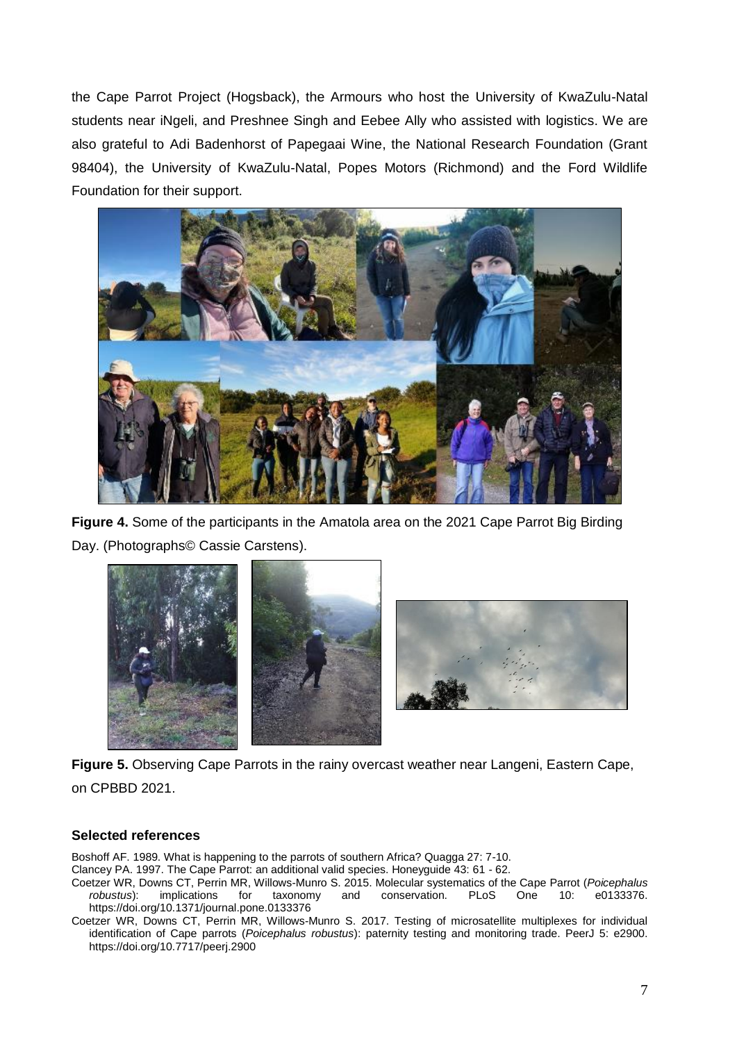the Cape Parrot Project (Hogsback), the Armours who host the University of KwaZulu-Natal students near iNgeli, and Preshnee Singh and Eebee Ally who assisted with logistics. We are also grateful to Adi Badenhorst of Papegaai Wine, the National Research Foundation (Grant 98404), the University of KwaZulu-Natal, Popes Motors (Richmond) and the Ford Wildlife Foundation for their support.

**Figure 4.** Some of the participants in the Amatola area on the 2021 Cape Parrot Big Birding Day. (Photographs© Cassie Carstens).

**Figure 5.** Observing Cape Parrots in the rainy overcast weather near Langeni, Eastern Cape, on CPBBD 2021.

### Selected references

Boshoff AF. 1989. What is happening to the parrots of southern Africa? Quagga 27: 7-10.

Clancey PA. 1997. The Cape Parrot: an additional valid species. Honeyguide 43: 61 - 62.

Coetzer WR, Downs CT, Perrin MR, Willows-Munro S. 2015. Molecular systematics of the Cape Parrot (*Poicephalus robustus*): implications for taxonomy and conservation. PLoS One 10: e0133376. https://doi.org/10.1371/journal.pone.0133376

Coetzer WR, Downs CT, Perrin MR, Willows-Munro S. 2017. Testing of microsatellite multiplexes for individual identification of Cape parrots (*Poicephalus robustus*): paternity testing and monitoring trade. PeerJ 5: e2900. https://doi.org/10.7717/peerj.2900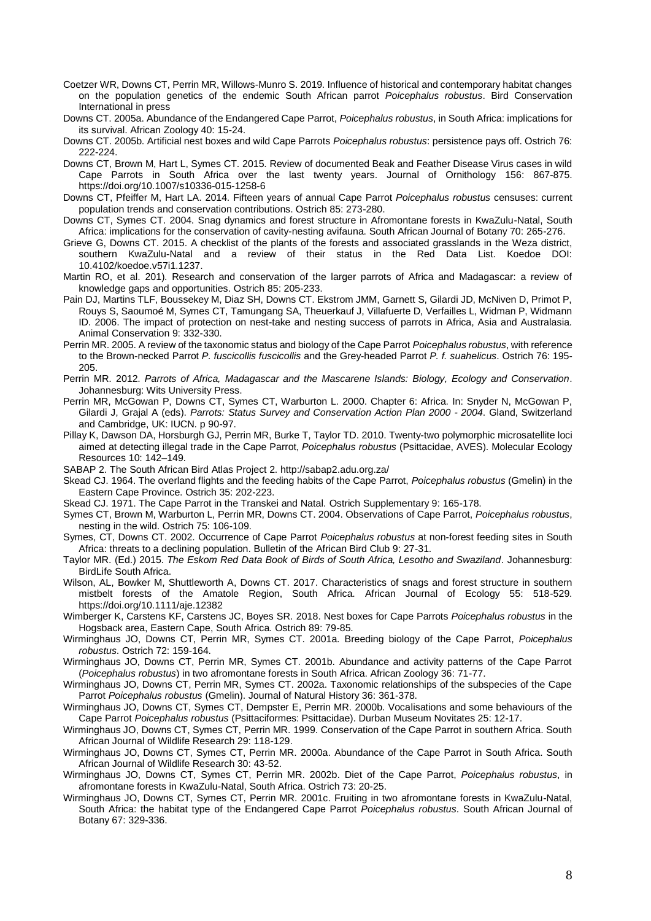Coetzer WR, Downs CT, Perrin MR, Willows-Munro S. 2019. Influence of historical and contemporary habitat changes on the population genetics of the endemic South African parrot *Poicephalus robustus*. Bird Conservation International in press

Downs CT. 2005a. Abundance of the Endangered Cape Parrot, *Poicephalus robustus*, in South Africa: implications for its survival. African Zoology 40: 15-24.

Downs CT. 2005b. Artificial nest boxes and wild Cape Parrots *Poicephalus robustus*: persistence pays off. Ostrich 76: 222-224.

Downs CT, Brown M, Hart L, Symes CT. 2015. Review of documented Beak and Feather Disease Virus cases in wild Cape Parrots in South Africa over the last twenty years. Journal of Ornithology 156: 867-875. https://doi.org/10.1007/s10336-015-1258-6

Downs CT, Pfeiffer M, Hart LA. 2014. Fifteen years of annual Cape Parrot *Poicephalus robustus* censuses: current population trends and conservation contributions. Ostrich 85: 273-280.

Downs CT, Symes CT. 2004. Snag dynamics and forest structure in Afromontane forests in KwaZulu-Natal, South Africa: implications for the conservation of cavity-nesting avifauna. South African Journal of Botany 70: 265-276.

Grieve G, Downs CT. 2015. A checklist of the plants of the forests and associated grasslands in the Weza district, southern KwaZulu-Natal and a review of their status in the Red Data List. Koedoe DOI: 10.4102/koedoe.v57i1.1237.

Martin RO, et al. 201). Research and conservation of the larger parrots of Africa and Madagascar: a review of knowledge gaps and opportunities. Ostrich 85: 205-233.

Pain DJ, Martins TLF, Boussekey M, Diaz SH, Downs CT. Ekstrom JMM, Garnett S, Gilardi JD, McNiven D, Primot P, Rouys S, Saoumoé M, Symes CT, Tamungang SA, Theuerkauf J, Villafuerte D, Verfailles L, Widman P, Widmann ID. 2006. The impact of protection on nest-take and nesting success of parrots in Africa, Asia and Australasia. Animal Conservation 9: 332-330.

Perrin MR. 2005. A review of the taxonomic status and biology of the Cape Parrot *Poicephalus robustus*, with reference to the Brown-necked Parrot *P. fuscicollis fuscicollis* and the Grey-headed Parrot *P. f. suahelicus*. Ostrich 76: 195-205.

Perrin MR. 2012. *Parrots of Africa, Madagascar and the Mascarene Islands: Biology, Ecology and Conservation*. Johannesburg: Wits University Press.

Perrin MR, McGowan P, Downs CT, Symes CT, Warburton L. 2000. Chapter 6: Africa. In: Snyder N, McGowan P, Gilardi J, Grajal A (eds). *Parrots: Status Survey and Conservation Action Plan 2000 - 2004*. Gland, Switzerland and Cambridge, UK: IUCN. p 90-97.

Pillay K, Dawson DA, Horsburgh GJ, Perrin MR, Burke T, Taylor TD. 2010. Twenty-two polymorphic microsatellite loci aimed at detecting illegal trade in the Cape Parrot, *Poicephalus robustus* (Psittacidae, AVES). Molecular Ecology Resources 10: 142–149.

SABAP 2. The South African Bird Atlas Project 2. http://sabap2.adu.org.za/

Skead CJ. 1964. The overland flights and the feeding habits of the Cape Parrot, *Poicephalus robustus* (Gmelin) in the Eastern Cape Province. Ostrich 35: 202-223.

Skead CJ. 1971. The Cape Parrot in the Transkei and Natal. Ostrich Supplementary 9: 165-178.

Symes CT, Brown M, Warburton L, Perrin MR, Downs CT. 2004. Observations of Cape Parrot, *Poicephalus robustus*, nesting in the wild. Ostrich 75: 106-109.

Symes, CT, Downs CT. 2002. Occurrence of Cape Parrot *Poicephalus robustus* at non-forest feeding sites in South Africa: threats to a declining population. Bulletin of the African Bird Club 9: 27-31.

Taylor MR. (Ed.) 2015. *The Eskom Red Data Book of Birds of South Africa, Lesotho and Swaziland*. Johannesburg: BirdLife South Africa.

Wilson, AL, Bowker M, Shuttleworth A, Downs CT. 2017. Characteristics of snags and forest structure in southern mistbelt forests of the Amatole Region, South Africa. African Journal of Ecology 55: 518-529. https://doi.org/10.1111/aje.12382

Wimberger K, Carstens KF, Carstens JC, Boyes SR. 2018. Nest boxes for Cape Parrots *Poicephalus robustus* in the Hogsback area, Eastern Cape, South Africa. Ostrich 89: 79-85.

Wirminghaus JO, Downs CT, Perrin MR, Symes CT. 2001a. Breeding biology of the Cape Parrot, *Poicephalus robustus*. Ostrich 72: 159-164.

Wirminghaus JO, Downs CT, Perrin MR, Symes CT. 2001b. Abundance and activity patterns of the Cape Parrot (*Poicephalus robustus*) in two afromontane forests in South Africa. African Zoology 36: 71-77.

Wirminghaus JO, Downs CT, Perrin MR, Symes CT. 2002a. Taxonomic relationships of the subspecies of the Cape Parrot *Poicephalus robustus* (Gmelin). Journal of Natural History 36: 361-378.

Wirminghaus JO, Downs CT, Symes CT, Dempster E, Perrin MR. 2000b. Vocalisations and some behaviours of the Cape Parrot *Poicephalus robustus* (Psittaciformes: Psittacidae). Durban Museum Novitates 25: 12-17.

Wirminghaus JO, Downs CT, Symes CT, Perrin MR. 1999. Conservation of the Cape Parrot in southern Africa. South African Journal of Wildlife Research 29: 118-129.

Wirminghaus JO, Downs CT, Symes CT, Perrin MR. 2000a. Abundance of the Cape Parrot in South Africa. South African Journal of Wildlife Research 30: 43-52.

Wirminghaus JO, Downs CT, Symes CT, Perrin MR. 2002b. Diet of the Cape Parrot, *Poicephalus robustus*, in afromontane forests in KwaZulu-Natal, South Africa. Ostrich 73: 20-25.

Wirminghaus JO, Downs CT, Symes CT, Perrin MR. 2001c. Fruiting in two afromontane forests in KwaZulu-Natal, South Africa: the habitat type of the Endangered Cape Parrot *Poicephalus robustus*. South African Journal of Botany 67: 329-336.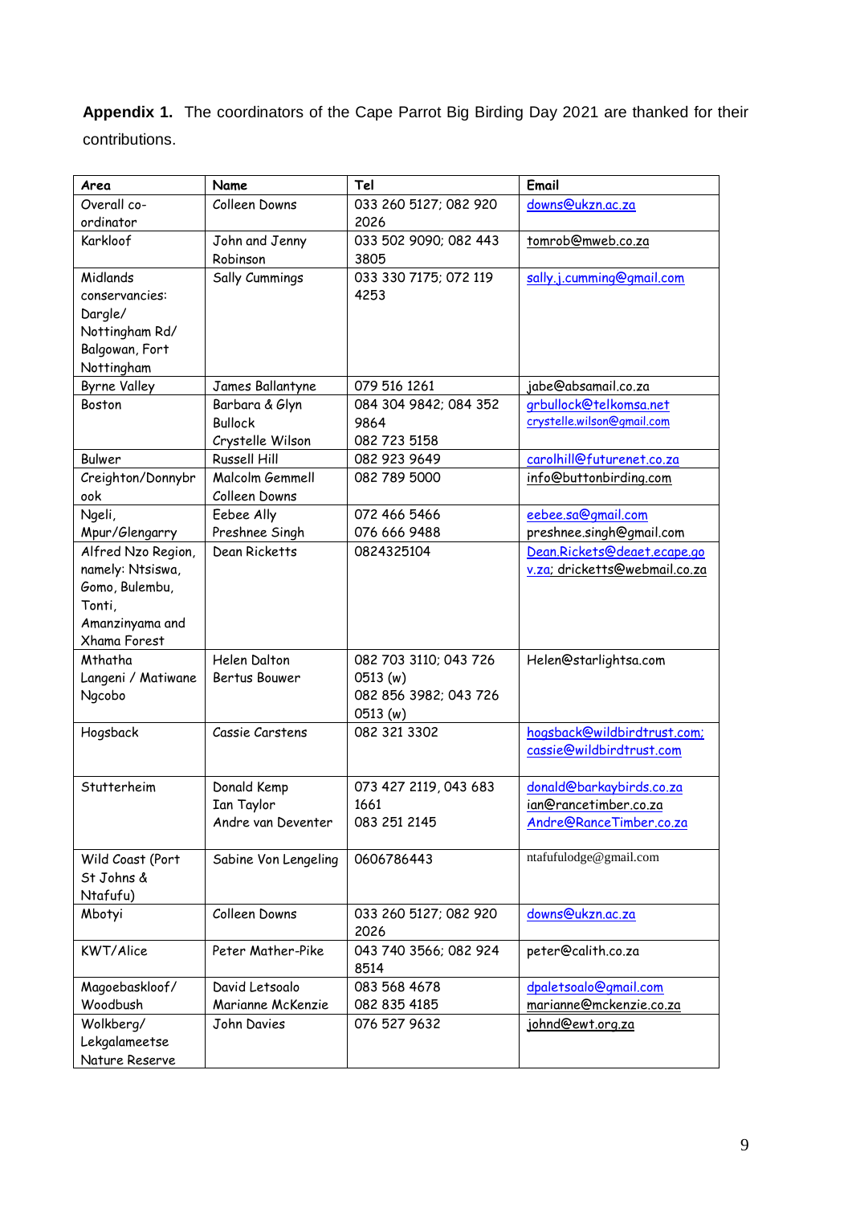**Appendix 1.** The coordinators of the Cape Parrot Big Birding Day 2021 are thanked for their contributions.

| Area | Name | Tel | Email |
|---|---|---|---|
| Overall co-ordinator | Colleen Downs | 033 260 5127; 082 920 2026 | downs@ukzn.ac.za |
| Karkloof | John and Jenny Robinson | 033 502 9090; 082 443 3805 | tomrob@mweb.co.za |
| Midlands conservancies: Dargle/ Nottingham Rd/ Balgowan, Fort Nottingham | Sally Cummings | 033 330 7175; 072 119 4253 | sally.j.cumming@gmail.com |
| Byrne Valley | James Ballantyne | 079 516 1261 | jabe@absamail.co.za |
| Boston | Barbara & Glyn Bullock<br>Crystelle Wilson | 084 304 9842; 084 352 9864<br>082 723 5158 | grbullock@telkomsa.net<br>crystelle.wilson@gmail.com |
| Bulwer | Russell Hill | 082 923 9649 | carolhill@futurenet.co.za |
| Creighton/Donnybrook | Malcolm Gemmell<br>Colleen Downs | 082 789 5000 | info@buttonbirding.com |
| Ngeli, Mpur/Glengarry | Eebee Ally<br>Preshnee Singh | 072 466 5466<br>076 666 9488 | eebee.sa@gmail.com<br>preshnee.singh@gmail.com |
| Alfred Nzo Region, namely: Ntsiswa, Gomo, Bulembu, Tonti, Amanzinyama and Xhama Forest | Dean Ricketts | 0824325104 | Dean.Ricketts@deaet.ecape.gov.za; dricketts@webmail.co.za |
| Mthatha<br>Langeni / Matiwane<br>Ngcobo | Helen Dalton<br>Bertus Bouwer | 082 703 3110; 043 726 0513 (w)<br>082 856 3982; 043 726 0513 (w) | Helen@starlightsa.com |
| Hogsback | Cassie Carstens | 082 321 3302 | hogsback@wildbirdtrust.com; cassie@wildbirdtrust.com |
| Stutterheim | Donald Kemp<br>Ian Taylor<br>Andre van Deventer | 073 427 2119, 043 683 1661<br>083 251 2145 | donald@barkaybirds.co.za<br>ian@rancetimber.co.za<br>Andre@RanceTimber.co.za |
| Wild Coast (Port St Johns & Ntafufu) | Sabine Von Lengeling | 0606786443 | ntafufulodge@gmail.com |
| Mbotyi | Colleen Downs | 033 260 5127; 082 920 2026 | downs@ukzn.ac.za |
| KWT/Alice | Peter Mather-Pike | 043 740 3566; 082 924 8514 | peter@calith.co.za |
| Magoebaskloof/ Woodbush | David Letsoalo<br>Marianne McKenzie | 083 568 4678<br>082 835 4185 | dpaletsoalo@gmail.com<br>marianne@mckenzie.co.za |
| Wolkberg/ Lekgalameetse Nature Reserve | John Davies | 076 527 9632 | johnd@ewt.org.za |